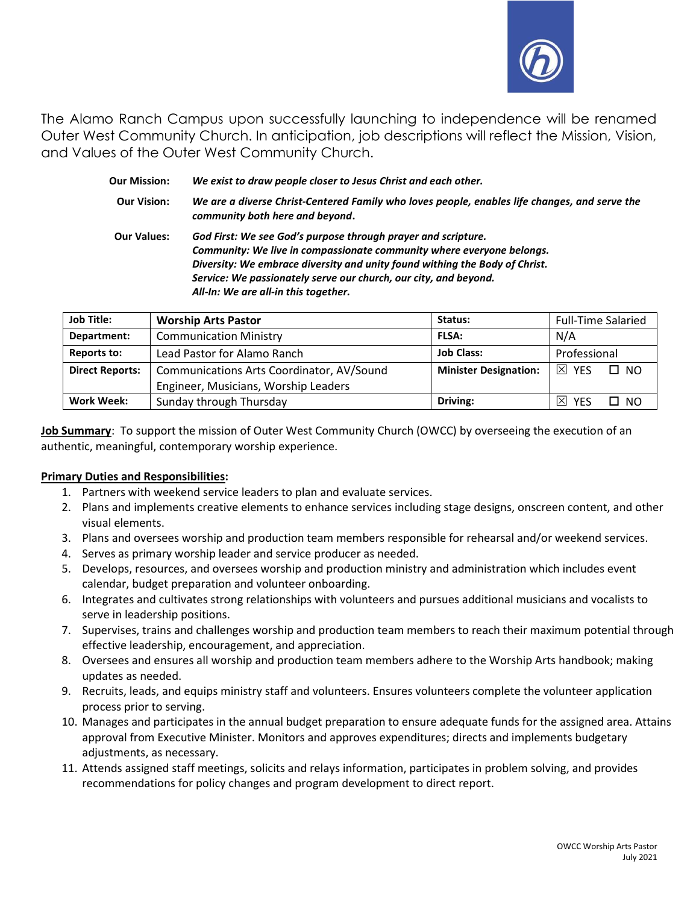The Alamo Ranch Campus upon successfully launching to independence will be renamed Outer West Community Church. In anticipation, job descriptions will reflect the Mission, Vision, and Values of the Outer West Community Church.

**Our Mission:** ***We exist to draw people closer to Jesus Christ and each other.***

**Our Vision:** ***We are a diverse Christ-Centered Family who loves people, enables life changes, and serve the community both here and beyond.***

**Our Values:** ***God First: We see God's purpose through prayer and scripture.***
***Community: We live in compassionate community where everyone belongs.***
***Diversity: We embrace diversity and unity found withing the Body of Christ.***
***Service: We passionately serve our church, our city, and beyond.***
***All-In: We are all-in this together.***

| **Job Title:** | **Worship Arts Pastor** | **Status:** | Full-Time Salaried |
|---|---|---|---|
| **Department:** | Communication Ministry | **FLSA:** | N/A |
| **Reports to:** | Lead Pastor for Alamo Ranch | **Job Class:** | Professional |
| **Direct Reports:** | Communications Arts Coordinator, AV/Sound Engineer, Musicians, Worship Leaders | **Minister Designation:** | ☒ YES ☐ NO |
| **Work Week:** | Sunday through Thursday | **Driving:** | ☒ YES ☐ NO |

**Job Summary**: To support the mission of Outer West Community Church (OWCC) by overseeing the execution of an authentic, meaningful, contemporary worship experience.

**Primary Duties and Responsibilities:**

1. Partners with weekend service leaders to plan and evaluate services.
2. Plans and implements creative elements to enhance services including stage designs, onscreen content, and other visual elements.
3. Plans and oversees worship and production team members responsible for rehearsal and/or weekend services.
4. Serves as primary worship leader and service producer as needed.
5. Develops, resources, and oversees worship and production ministry and administration which includes event calendar, budget preparation and volunteer onboarding.
6. Integrates and cultivates strong relationships with volunteers and pursues additional musicians and vocalists to serve in leadership positions.
7. Supervises, trains and challenges worship and production team members to reach their maximum potential through effective leadership, encouragement, and appreciation.
8. Oversees and ensures all worship and production team members adhere to the Worship Arts handbook; making updates as needed.
9. Recruits, leads, and equips ministry staff and volunteers. Ensures volunteers complete the volunteer application process prior to serving.
10. Manages and participates in the annual budget preparation to ensure adequate funds for the assigned area. Attains approval from Executive Minister. Monitors and approves expenditures; directs and implements budgetary adjustments, as necessary.
11. Attends assigned staff meetings, solicits and relays information, participates in problem solving, and provides recommendations for policy changes and program development to direct report.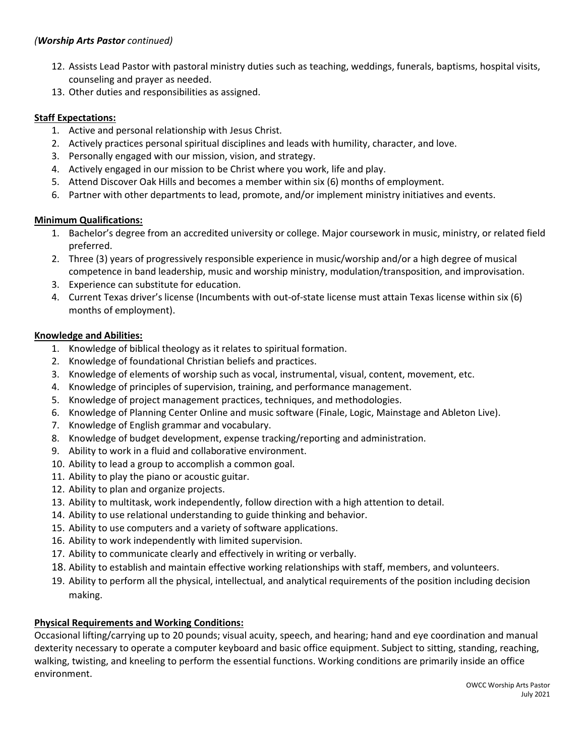*(**Worship Arts Pastor** continued)*

12. Assists Lead Pastor with pastoral ministry duties such as teaching, weddings, funerals, baptisms, hospital visits, counseling and prayer as needed.
13. Other duties and responsibilities as assigned.

**Staff Expectations:**

1. Active and personal relationship with Jesus Christ.
2. Actively practices personal spiritual disciplines and leads with humility, character, and love.
3. Personally engaged with our mission, vision, and strategy.
4. Actively engaged in our mission to be Christ where you work, life and play.
5. Attend Discover Oak Hills and becomes a member within six (6) months of employment.
6. Partner with other departments to lead, promote, and/or implement ministry initiatives and events.

**Minimum Qualifications:**

1. Bachelor's degree from an accredited university or college. Major coursework in music, ministry, or related field preferred.
2. Three (3) years of progressively responsible experience in music/worship and/or a high degree of musical competence in band leadership, music and worship ministry, modulation/transposition, and improvisation.
3. Experience can substitute for education.
4. Current Texas driver's license (Incumbents with out-of-state license must attain Texas license within six (6) months of employment).

**Knowledge and Abilities:**

1. Knowledge of biblical theology as it relates to spiritual formation.
2. Knowledge of foundational Christian beliefs and practices.
3. Knowledge of elements of worship such as vocal, instrumental, visual, content, movement, etc.
4. Knowledge of principles of supervision, training, and performance management.
5. Knowledge of project management practices, techniques, and methodologies.
6. Knowledge of Planning Center Online and music software (Finale, Logic, Mainstage and Ableton Live).
7. Knowledge of English grammar and vocabulary.
8. Knowledge of budget development, expense tracking/reporting and administration.
9. Ability to work in a fluid and collaborative environment.
10. Ability to lead a group to accomplish a common goal.
11. Ability to play the piano or acoustic guitar.
12. Ability to plan and organize projects.
13. Ability to multitask, work independently, follow direction with a high attention to detail.
14. Ability to use relational understanding to guide thinking and behavior.
15. Ability to use computers and a variety of software applications.
16. Ability to work independently with limited supervision.
17. Ability to communicate clearly and effectively in writing or verbally.
18. Ability to establish and maintain effective working relationships with staff, members, and volunteers.
19. Ability to perform all the physical, intellectual, and analytical requirements of the position including decision making.

**Physical Requirements and Working Conditions:**

Occasional lifting/carrying up to 20 pounds; visual acuity, speech, and hearing; hand and eye coordination and manual dexterity necessary to operate a computer keyboard and basic office equipment. Subject to sitting, standing, reaching, walking, twisting, and kneeling to perform the essential functions. Working conditions are primarily inside an office environment.

OWCC Worship Arts Pastor
July 2021